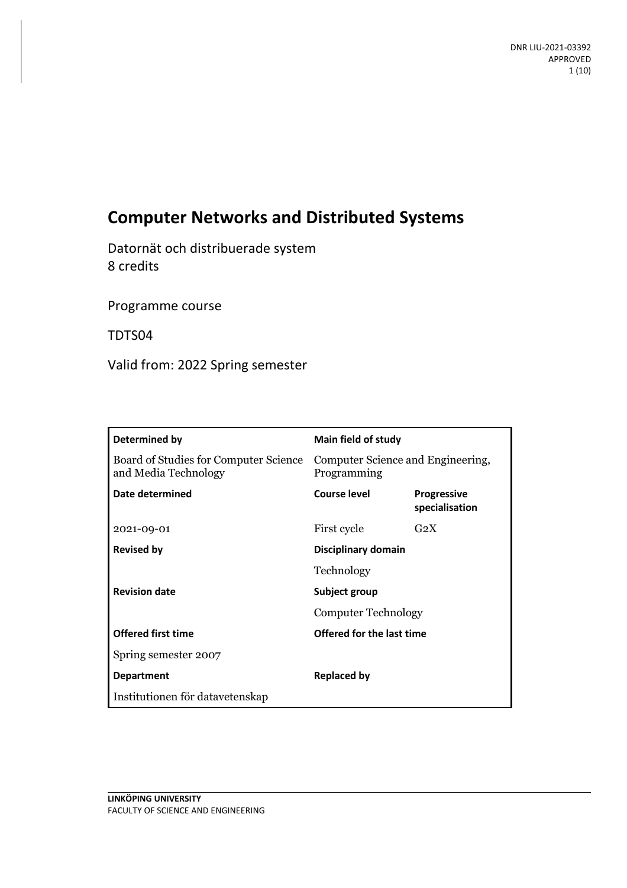DNR LIU-2021-03392
APPROVED

# Computer Networks and Distributed Systems

Datornät och distribuerade system
8 credits

Programme course

TDTS04

Valid from: 2022 Spring semester

| Determined by | Main field of study | |
|---|---|---|
| Board of Studies for Computer Science and Media Technology | Computer Science and Engineering, Programming | |
| **Date determined** | **Course level** | **Progressive specialisation** |
| 2021-09-01 | First cycle | G2X |
| **Revised by** | **Disciplinary domain** | |
| | Technology | |
| **Revision date** | **Subject group** | |
| | Computer Technology | |
| **Offered first time** | **Offered for the last time** | |
| Spring semester 2007 | | |
| **Department** | **Replaced by** | |
| Institutionen för datavetenskap | | |

**LINKÖPING UNIVERSITY**
FACULTY OF SCIENCE AND ENGINEERING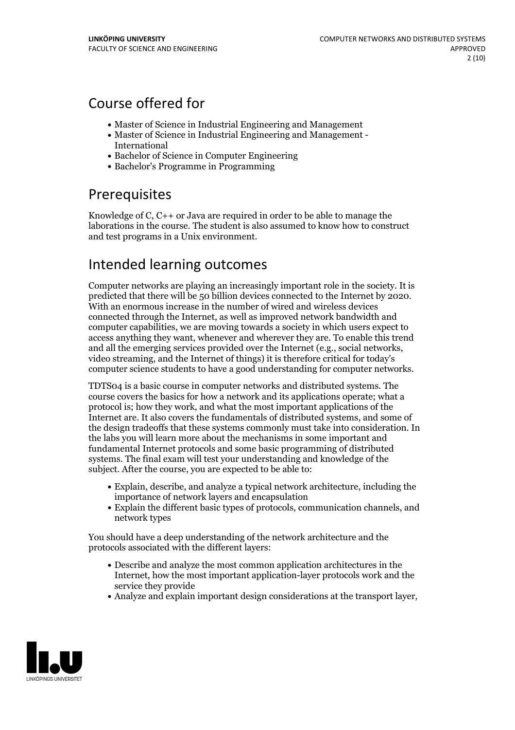## Course offered for

- Master of Science in Industrial Engineering and Management
- Master of Science in Industrial Engineering and Management - International
- Bachelor of Science in Computer Engineering
- Bachelor's Programme in Programming

## Prerequisites

Knowledge of C, C++ or Java are required in order to be able to manage the laborations in the course. The student is also assumed to know how to construct and test programs in a Unix environment.

## Intended learning outcomes

Computer networks are playing an increasingly important role in the society. It is predicted that there will be 50 billion devices connected to the Internet by 2020. With an enormous increase in the number of wired and wireless devices connected through the Internet, as well as improved network bandwidth and computer capabilities, we are moving towards a society in which users expect to access anything they want, whenever and wherever they are. To enable this trend and all the emerging services provided over the Internet (e.g., social networks, video streaming, and the Internet of things) it is therefore critical for today's computer science students to have a good understanding for computer networks.

TDTS04 is a basic course in computer networks and distributed systems. The course covers the basics for how a network and its applications operate; what a protocol is; how they work, and what the most important applications of the Internet are. It also covers the fundamentals of distributed systems, and some of the design tradeoffs that these systems commonly must take into consideration. In the labs you will learn more about the mechanisms in some important and fundamental Internet protocols and some basic programming of distributed systems. The final exam will test your understanding and knowledge of the subject. After the course, you are expected to be able to:

- Explain, describe, and analyze a typical network architecture, including the importance of network layers and encapsulation
- Explain the different basic types of protocols, communication channels, and network types

You should have a deep understanding of the network architecture and the protocols associated with the different layers:

- Describe and analyze the most common application architectures in the Internet, how the most important application-layer protocols work and the service they provide
- Analyze and explain important design considerations at the transport layer,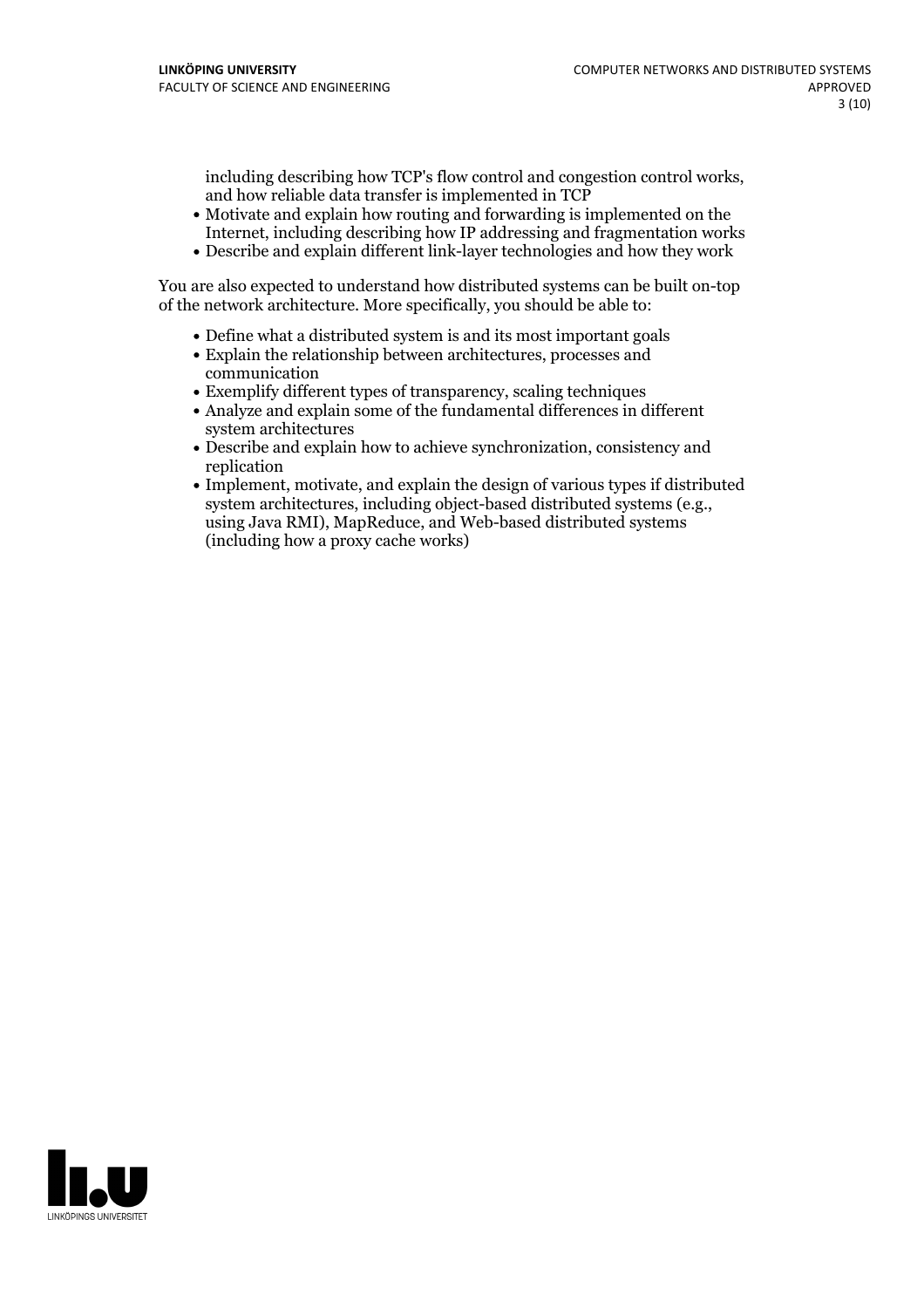including describing how TCP's flow control and congestion control works, and how reliable data transfer is implemented in TCP
- Motivate and explain how routing and forwarding is implemented on the Internet, including describing how IP addressing and fragmentation works
- Describe and explain different link-layer technologies and how they work

You are also expected to understand how distributed systems can be built on-top of the network architecture. More specifically, you should be able to:

- Define what a distributed system is and its most important goals
- Explain the relationship between architectures, processes and communication
- Exemplify different types of transparency, scaling techniques
- Analyze and explain some of the fundamental differences in different system architectures
- Describe and explain how to achieve synchronization, consistency and replication
- Implement, motivate, and explain the design of various types if distributed system architectures, including object-based distributed systems (e.g., using Java RMI), MapReduce, and Web-based distributed systems (including how a proxy cache works)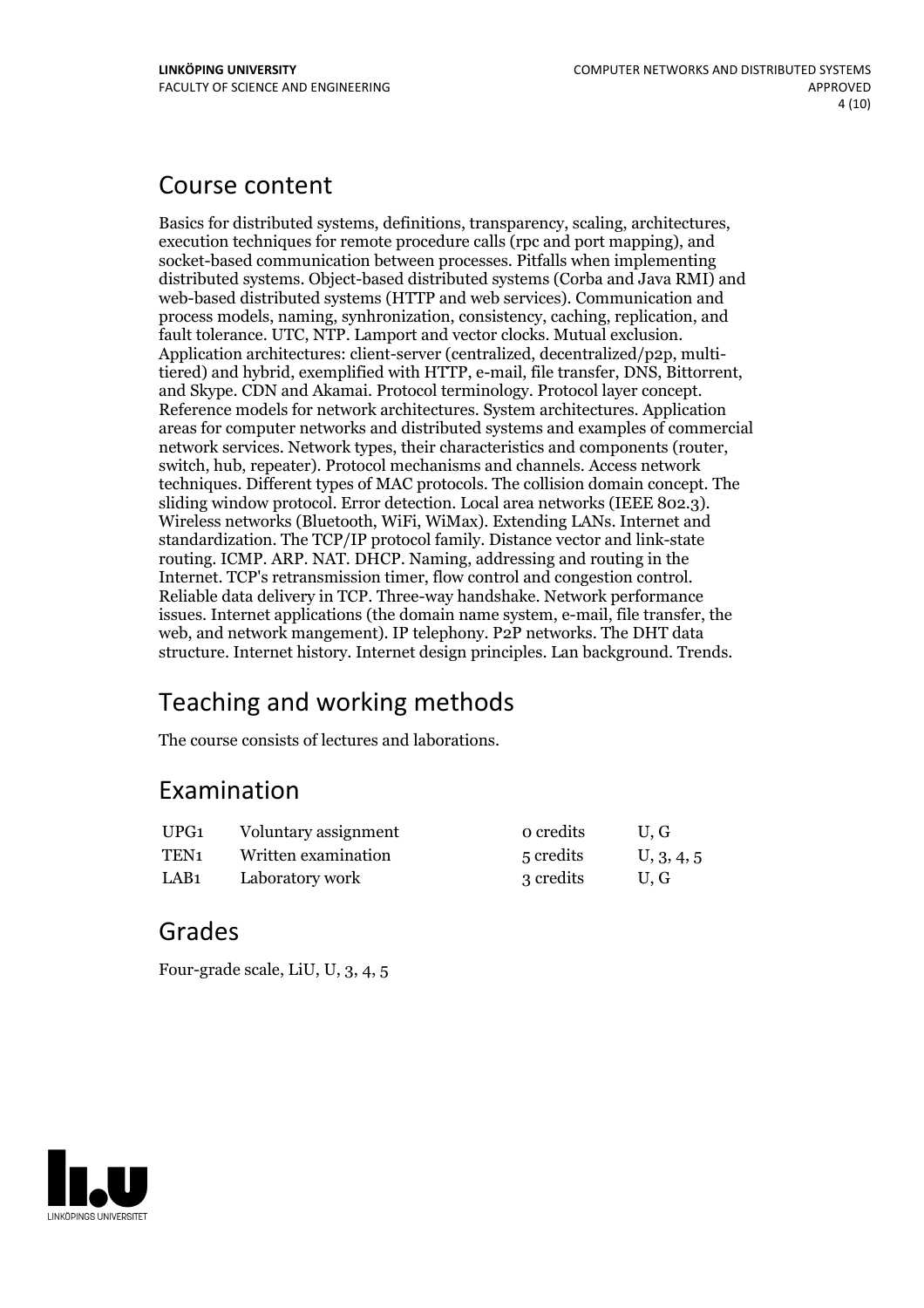## Course content

Basics for distributed systems, definitions, transparency, scaling, architectures, execution techniques for remote procedure calls (rpc and port mapping), and socket-based communication between processes. Pitfalls when implementing distributed systems. Object-based distributed systems (Corba and Java RMI) and web-based distributed systems (HTTP and web services). Communication and process models, naming, synhronization, consistency, caching, replication, and fault tolerance. UTC, NTP. Lamport and vector clocks. Mutual exclusion. Application architectures: client-server (centralized, decentralized/p2p, multi-tiered) and hybrid, exemplified with HTTP, e-mail, file transfer, DNS, Bittorrent, and Skype. CDN and Akamai. Protocol terminology. Protocol layer concept. Reference models for network architectures. System architectures. Application areas for computer networks and distributed systems and examples of commercial network services. Network types, their characteristics and components (router, switch, hub, repeater). Protocol mechanisms and channels. Access network techniques. Different types of MAC protocols. The collision domain concept. The sliding window protocol. Error detection. Local area networks (IEEE 802.3). Wireless networks (Bluetooth, WiFi, WiMax). Extending LANs. Internet and standardization. The TCP/IP protocol family. Distance vector and link-state routing. ICMP. ARP. NAT. DHCP. Naming, addressing and routing in the Internet. TCP's retransmission timer, flow control and congestion control. Reliable data delivery in TCP. Three-way handshake. Network performance issues. Internet applications (the domain name system, e-mail, file transfer, the web, and network mangement). IP telephony. P2P networks. The DHT data structure. Internet history. Internet design principles. Lan background. Trends.

## Teaching and working methods

The course consists of lectures and laborations.

## Examination

| | | | |
|---|---|---|---|
| UPG1 | Voluntary assignment | 0 credits | U, G |
| TEN1 | Written examination | 5 credits | U, 3, 4, 5 |
| LAB1 | Laboratory work | 3 credits | U, G |

## Grades

Four-grade scale, LiU, U, 3, 4, 5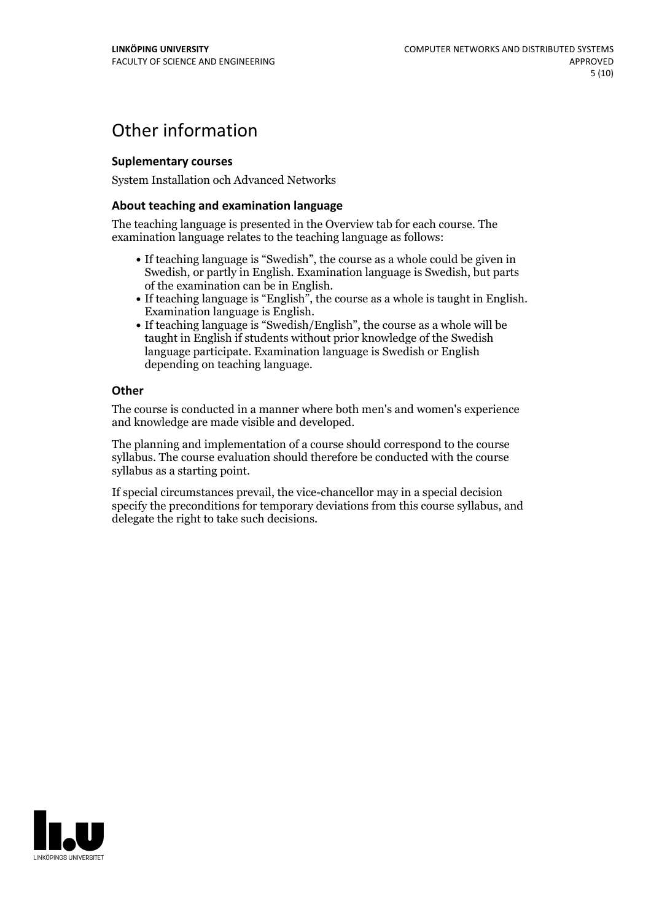# Other information

### Suplementary courses

System Installation och Advanced Networks

### About teaching and examination language

The teaching language is presented in the Overview tab for each course. The examination language relates to the teaching language as follows:

- If teaching language is "Swedish", the course as a whole could be given in Swedish, or partly in English. Examination language is Swedish, but parts of the examination can be in English.
- If teaching language is "English", the course as a whole is taught in English. Examination language is English.
- If teaching language is "Swedish/English", the course as a whole will be taught in English if students without prior knowledge of the Swedish language participate. Examination language is Swedish or English depending on teaching language.

### Other

The course is conducted in a manner where both men's and women's experience and knowledge are made visible and developed.

The planning and implementation of a course should correspond to the course syllabus. The course evaluation should therefore be conducted with the course syllabus as a starting point.

If special circumstances prevail, the vice-chancellor may in a special decision specify the preconditions for temporary deviations from this course syllabus, and delegate the right to take such decisions.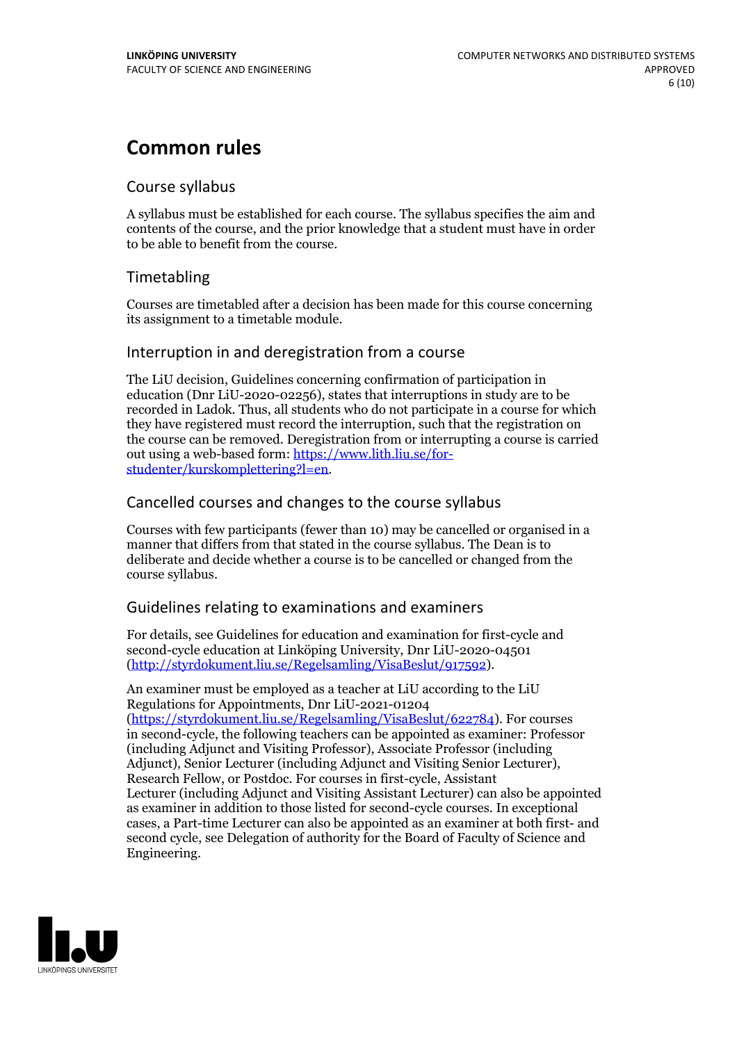# Common rules

## Course syllabus

A syllabus must be established for each course. The syllabus specifies the aim and contents of the course, and the prior knowledge that a student must have in order to be able to benefit from the course.

## Timetabling

Courses are timetabled after a decision has been made for this course concerning its assignment to a timetable module.

## Interruption in and deregistration from a course

The LiU decision, Guidelines concerning confirmation of participation in education (Dnr LiU-2020-02256), states that interruptions in study are to be recorded in Ladok. Thus, all students who do not participate in a course for which they have registered must record the interruption, such that the registration on the course can be removed. Deregistration from or interrupting a course is carried out using a web-based form: https://www.lith.liu.se/for-studenter/kurskomplettering?l=en.

## Cancelled courses and changes to the course syllabus

Courses with few participants (fewer than 10) may be cancelled or organised in a manner that differs from that stated in the course syllabus. The Dean is to deliberate and decide whether a course is to be cancelled or changed from the course syllabus.

## Guidelines relating to examinations and examiners

For details, see Guidelines for education and examination for first-cycle and second-cycle education at Linköping University, Dnr LiU-2020-04501 (http://styrdokument.liu.se/Regelsamling/VisaBeslut/917592).

An examiner must be employed as a teacher at LiU according to the LiU Regulations for Appointments, Dnr LiU-2021-01204 (https://styrdokument.liu.se/Regelsamling/VisaBeslut/622784). For courses in second-cycle, the following teachers can be appointed as examiner: Professor (including Adjunct and Visiting Professor), Associate Professor (including Adjunct), Senior Lecturer (including Adjunct and Visiting Senior Lecturer), Research Fellow, or Postdoc. For courses in first-cycle, Assistant Lecturer (including Adjunct and Visiting Assistant Lecturer) can also be appointed as examiner in addition to those listed for second-cycle courses. In exceptional cases, a Part-time Lecturer can also be appointed as an examiner at both first- and second cycle, see Delegation of authority for the Board of Faculty of Science and Engineering.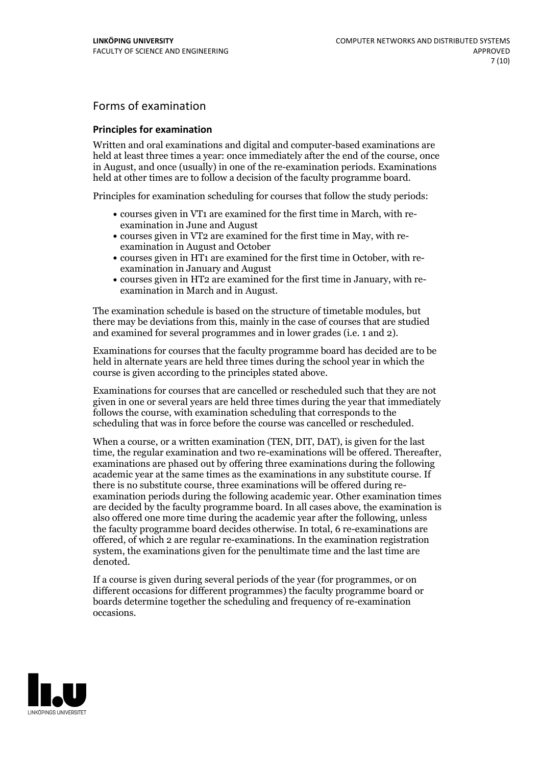## Forms of examination

### Principles for examination

Written and oral examinations and digital and computer-based examinations are held at least three times a year: once immediately after the end of the course, once in August, and once (usually) in one of the re-examination periods. Examinations held at other times are to follow a decision of the faculty programme board.

Principles for examination scheduling for courses that follow the study periods:

- courses given in VT1 are examined for the first time in March, with re-examination in June and August
- courses given in VT2 are examined for the first time in May, with re-examination in August and October
- courses given in HT1 are examined for the first time in October, with re-examination in January and August
- courses given in HT2 are examined for the first time in January, with re-examination in March and in August.

The examination schedule is based on the structure of timetable modules, but there may be deviations from this, mainly in the case of courses that are studied and examined for several programmes and in lower grades (i.e. 1 and 2).

Examinations for courses that the faculty programme board has decided are to be held in alternate years are held three times during the school year in which the course is given according to the principles stated above.

Examinations for courses that are cancelled or rescheduled such that they are not given in one or several years are held three times during the year that immediately follows the course, with examination scheduling that corresponds to the scheduling that was in force before the course was cancelled or rescheduled.

When a course, or a written examination (TEN, DIT, DAT), is given for the last time, the regular examination and two re-examinations will be offered. Thereafter, examinations are phased out by offering three examinations during the following academic year at the same times as the examinations in any substitute course. If there is no substitute course, three examinations will be offered during re-examination periods during the following academic year. Other examination times are decided by the faculty programme board. In all cases above, the examination is also offered one more time during the academic year after the following, unless the faculty programme board decides otherwise. In total, 6 re-examinations are offered, of which 2 are regular re-examinations. In the examination registration system, the examinations given for the penultimate time and the last time are denoted.

If a course is given during several periods of the year (for programmes, or on different occasions for different programmes) the faculty programme board or boards determine together the scheduling and frequency of re-examination occasions.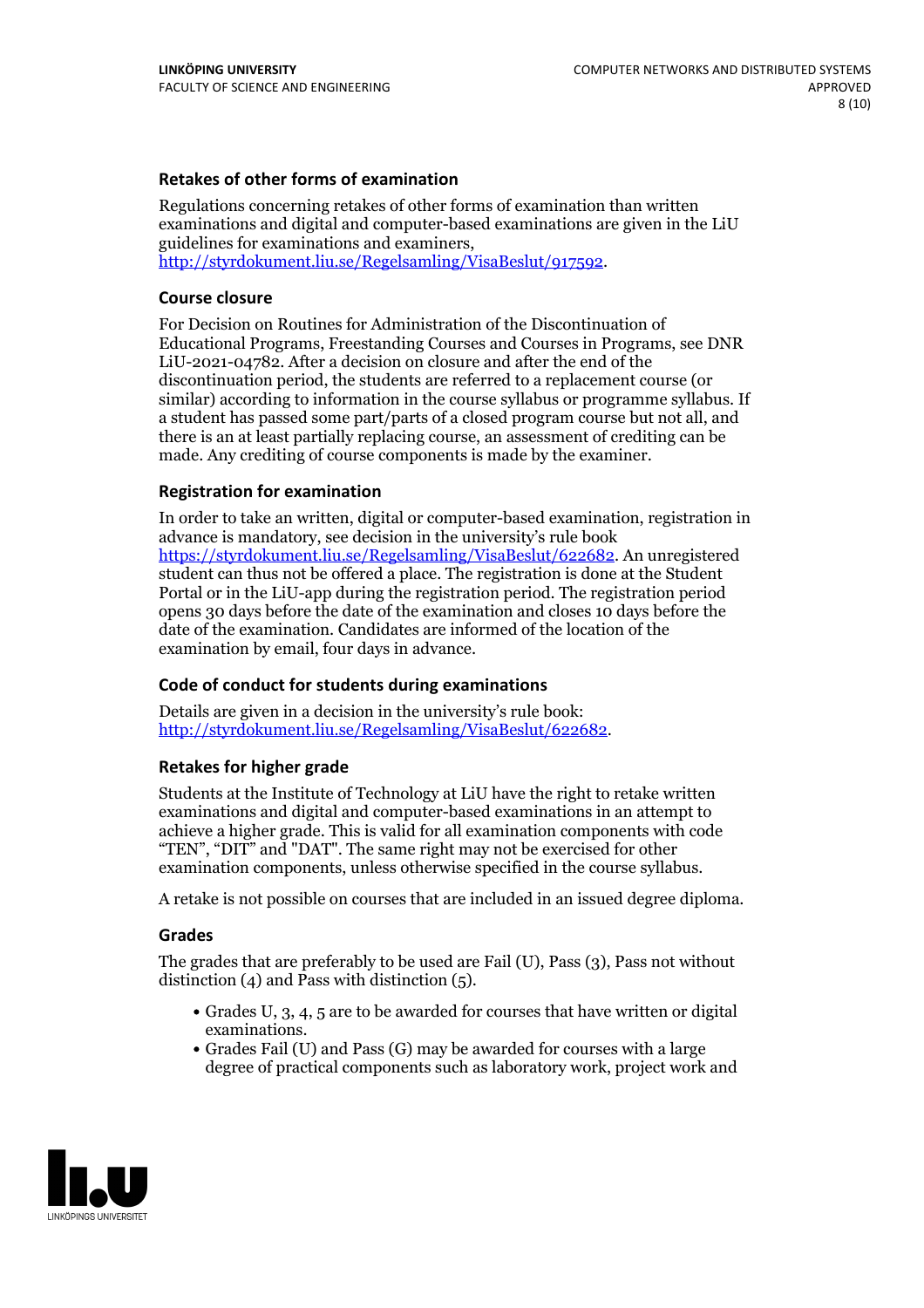### Retakes of other forms of examination

Regulations concerning retakes of other forms of examination than written examinations and digital and computer-based examinations are given in the LiU guidelines for examinations and examiners, http://styrdokument.liu.se/Regelsamling/VisaBeslut/917592.

### Course closure

For Decision on Routines for Administration of the Discontinuation of Educational Programs, Freestanding Courses and Courses in Programs, see DNR LiU-2021-04782. After a decision on closure and after the end of the discontinuation period, the students are referred to a replacement course (or similar) according to information in the course syllabus or programme syllabus. If a student has passed some part/parts of a closed program course but not all, and there is an at least partially replacing course, an assessment of crediting can be made. Any crediting of course components is made by the examiner.

### Registration for examination

In order to take an written, digital or computer-based examination, registration in advance is mandatory, see decision in the university's rule book https://styrdokument.liu.se/Regelsamling/VisaBeslut/622682. An unregistered student can thus not be offered a place. The registration is done at the Student Portal or in the LiU-app during the registration period. The registration period opens 30 days before the date of the examination and closes 10 days before the date of the examination. Candidates are informed of the location of the examination by email, four days in advance.

### Code of conduct for students during examinations

Details are given in a decision in the university's rule book: http://styrdokument.liu.se/Regelsamling/VisaBeslut/622682.

### Retakes for higher grade

Students at the Institute of Technology at LiU have the right to retake written examinations and digital and computer-based examinations in an attempt to achieve a higher grade. This is valid for all examination components with code "TEN", "DIT" and "DAT". The same right may not be exercised for other examination components, unless otherwise specified in the course syllabus.

A retake is not possible on courses that are included in an issued degree diploma.

### Grades

The grades that are preferably to be used are Fail (U), Pass (3), Pass not without distinction (4) and Pass with distinction (5).

- Grades U, 3, 4, 5 are to be awarded for courses that have written or digital examinations.
- Grades Fail (U) and Pass (G) may be awarded for courses with a large degree of practical components such as laboratory work, project work and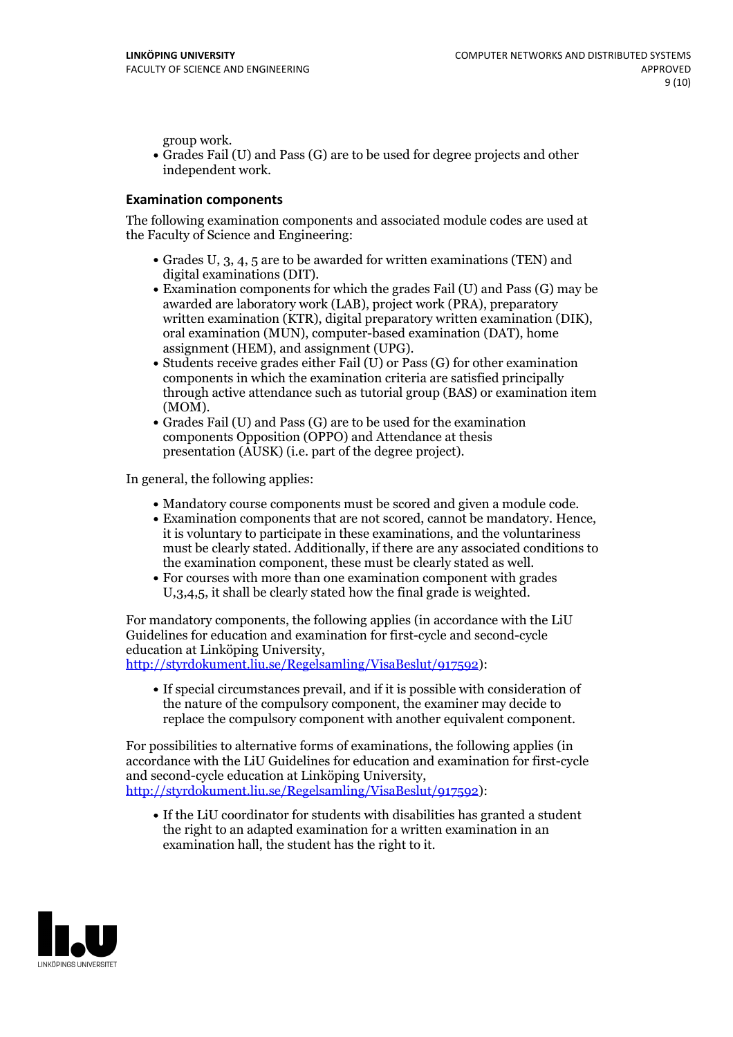group work.

- Grades Fail (U) and Pass (G) are to be used for degree projects and other independent work.

### Examination components

The following examination components and associated module codes are used at the Faculty of Science and Engineering:

- Grades U, 3, 4, 5 are to be awarded for written examinations (TEN) and digital examinations (DIT).
- Examination components for which the grades Fail (U) and Pass (G) may be awarded are laboratory work (LAB), project work (PRA), preparatory written examination (KTR), digital preparatory written examination (DIK), oral examination (MUN), computer-based examination (DAT), home assignment (HEM), and assignment (UPG).
- Students receive grades either Fail (U) or Pass (G) for other examination components in which the examination criteria are satisfied principally through active attendance such as tutorial group (BAS) or examination item (MOM).
- Grades Fail (U) and Pass (G) are to be used for the examination components Opposition (OPPO) and Attendance at thesis presentation (AUSK) (i.e. part of the degree project).

In general, the following applies:

- Mandatory course components must be scored and given a module code.
- Examination components that are not scored, cannot be mandatory. Hence, it is voluntary to participate in these examinations, and the voluntariness must be clearly stated. Additionally, if there are any associated conditions to the examination component, these must be clearly stated as well.
- For courses with more than one examination component with grades U,3,4,5, it shall be clearly stated how the final grade is weighted.

For mandatory components, the following applies (in accordance with the LiU Guidelines for education and examination for first-cycle and second-cycle education at Linköping University, http://styrdokument.liu.se/Regelsamling/VisaBeslut/917592):

- If special circumstances prevail, and if it is possible with consideration of the nature of the compulsory component, the examiner may decide to replace the compulsory component with another equivalent component.

For possibilities to alternative forms of examinations, the following applies (in accordance with the LiU Guidelines for education and examination for first-cycle and second-cycle education at Linköping University, http://styrdokument.liu.se/Regelsamling/VisaBeslut/917592):

- If the LiU coordinator for students with disabilities has granted a student the right to an adapted examination for a written examination in an examination hall, the student has the right to it.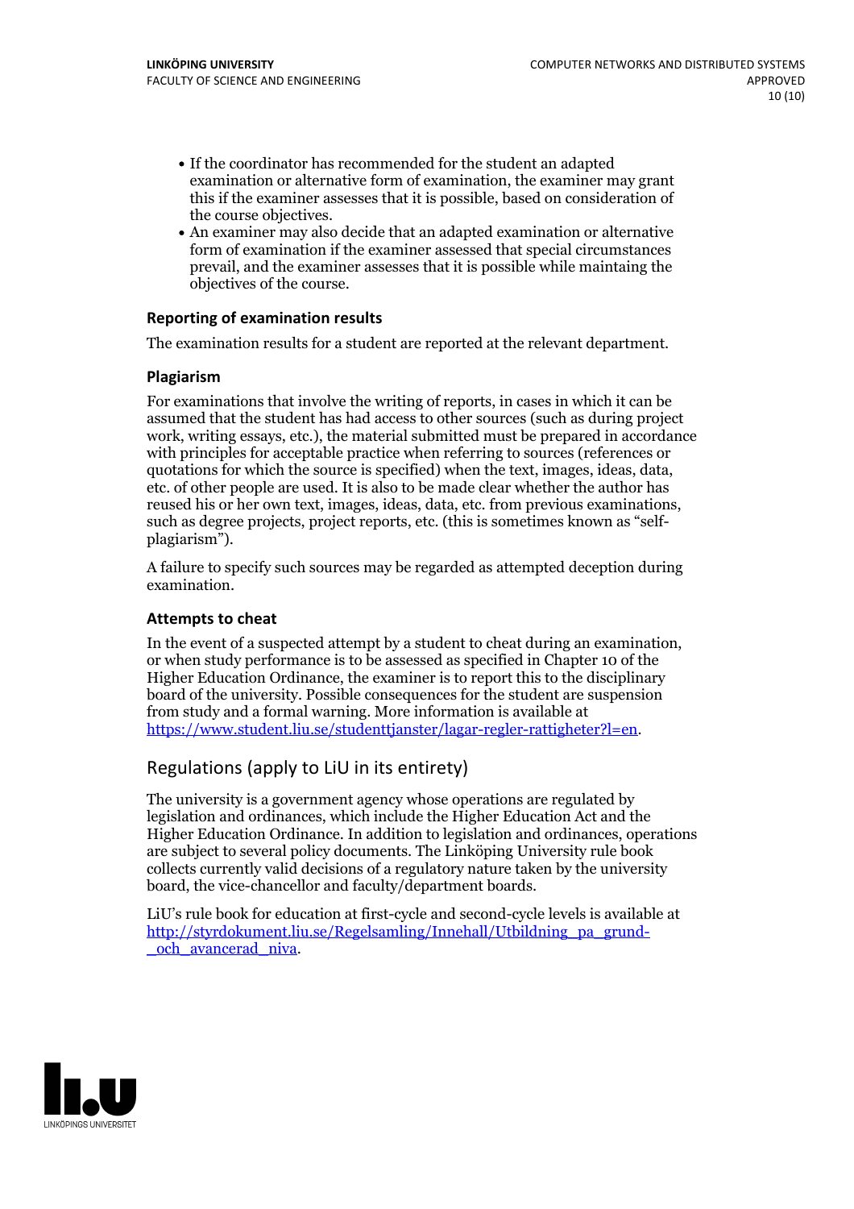- If the coordinator has recommended for the student an adapted examination or alternative form of examination, the examiner may grant this if the examiner assesses that it is possible, based on consideration of the course objectives.
- An examiner may also decide that an adapted examination or alternative form of examination if the examiner assessed that special circumstances prevail, and the examiner assesses that it is possible while maintaing the objectives of the course.

### Reporting of examination results

The examination results for a student are reported at the relevant department.

### Plagiarism

For examinations that involve the writing of reports, in cases in which it can be assumed that the student has had access to other sources (such as during project work, writing essays, etc.), the material submitted must be prepared in accordance with principles for acceptable practice when referring to sources (references or quotations for which the source is specified) when the text, images, ideas, data, etc. of other people are used. It is also to be made clear whether the author has reused his or her own text, images, ideas, data, etc. from previous examinations, such as degree projects, project reports, etc. (this is sometimes known as "self-plagiarism").

A failure to specify such sources may be regarded as attempted deception during examination.

### Attempts to cheat

In the event of a suspected attempt by a student to cheat during an examination, or when study performance is to be assessed as specified in Chapter 10 of the Higher Education Ordinance, the examiner is to report this to the disciplinary board of the university. Possible consequences for the student are suspension from study and a formal warning. More information is available at https://www.student.liu.se/studenttjanster/lagar-regler-rattigheter?l=en.

## Regulations (apply to LiU in its entirety)

The university is a government agency whose operations are regulated by legislation and ordinances, which include the Higher Education Act and the Higher Education Ordinance. In addition to legislation and ordinances, operations are subject to several policy documents. The Linköping University rule book collects currently valid decisions of a regulatory nature taken by the university board, the vice-chancellor and faculty/department boards.

LiU's rule book for education at first-cycle and second-cycle levels is available at http://styrdokument.liu.se/Regelsamling/Innehall/Utbildning_pa_grund-_och_avancerad_niva.